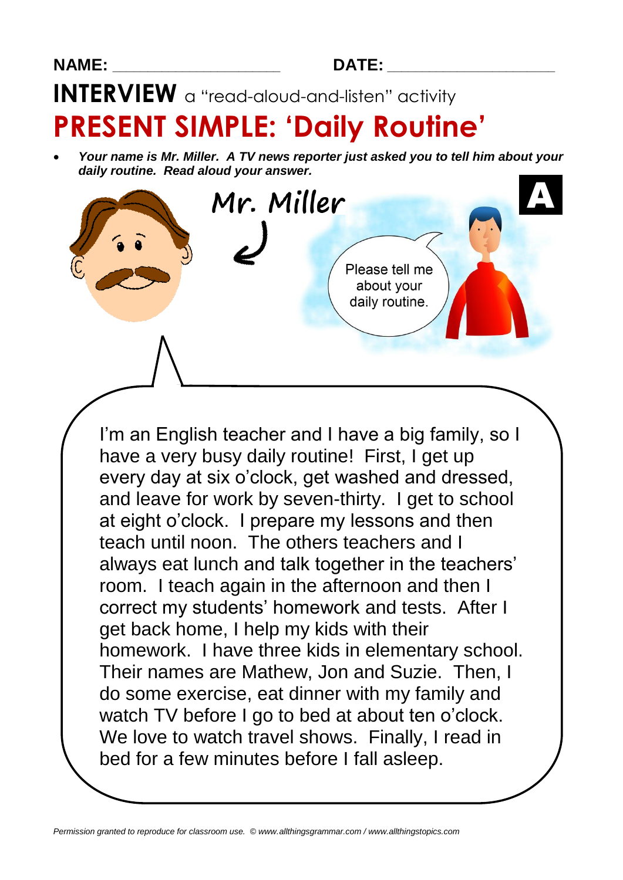**NAME:** ___________________ **DATE:** ___________________

# INTERVIEW a "read-aloud-and-listen" activity

# PRESENT SIMPLE: 'Daily Routine'

- ***Your name is Mr. Miller. A TV news reporter just asked you to tell him about your daily routine. Read aloud your answer.***

**A**

Mr. Miller

Please tell me about your daily routine.

I'm an English teacher and I have a big family, so I have a very busy daily routine! First, I get up every day at six o'clock, get washed and dressed, and leave for work by seven-thirty. I get to school at eight o'clock. I prepare my lessons and then teach until noon. The others teachers and I always eat lunch and talk together in the teachers' room. I teach again in the afternoon and then I correct my students' homework and tests. After I get back home, I help my kids with their homework. I have three kids in elementary school. Their names are Mathew, Jon and Suzie. Then, I do some exercise, eat dinner with my family and watch TV before I go to bed at about ten o'clock. We love to watch travel shows. Finally, I read in bed for a few minutes before I fall asleep.

*Permission granted to reproduce for classroom use. © www.allthingsgrammar.com / www.allthingstopics.com*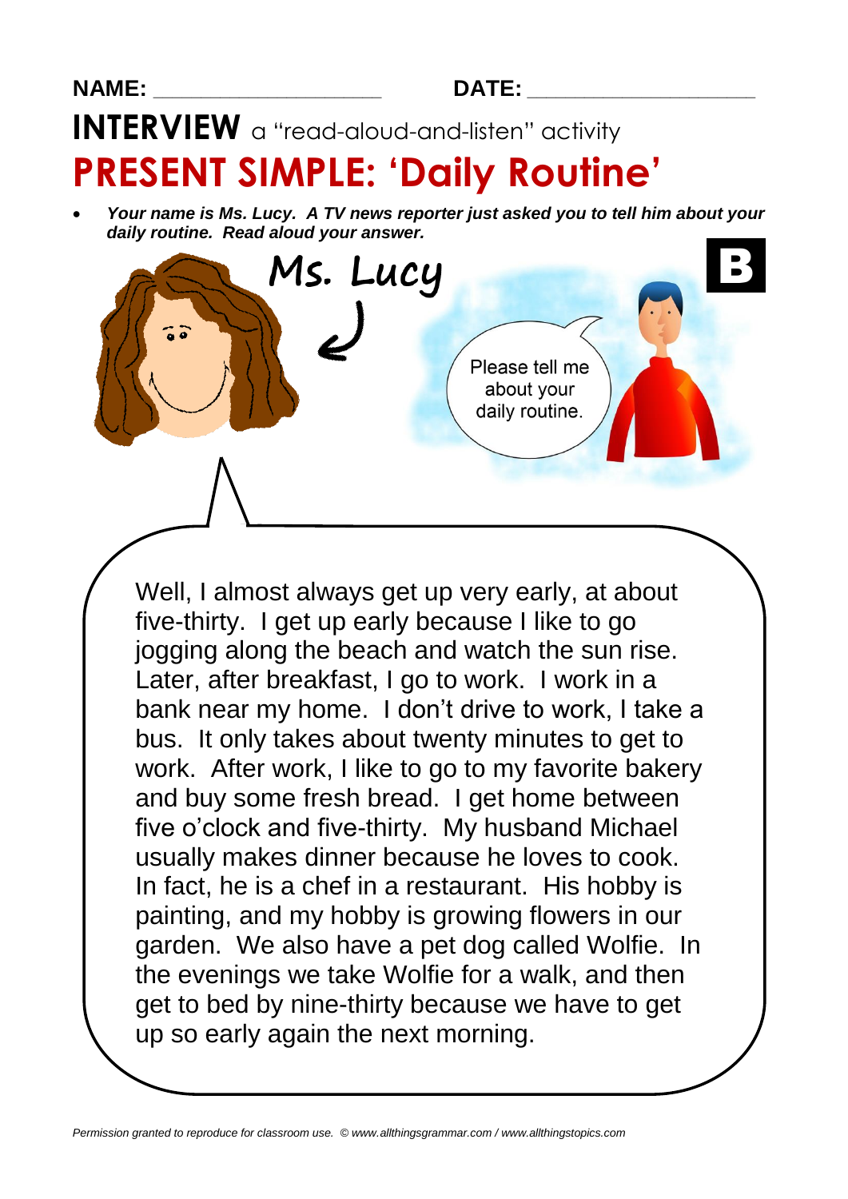NAME: ____________________ DATE: ____________________

# INTERVIEW a "read-aloud-and-listen" activity

# PRESENT SIMPLE: 'Daily Routine'

- ***Your name is Ms. Lucy. A TV news reporter just asked you to tell him about your daily routine. Read aloud your answer.***

Ms. Lucy

**B**

Please tell me about your daily routine.

Well, I almost always get up very early, at about five-thirty. I get up early because I like to go jogging along the beach and watch the sun rise. Later, after breakfast, I go to work. I work in a bank near my home. I don't drive to work, I take a bus. It only takes about twenty minutes to get to work. After work, I like to go to my favorite bakery and buy some fresh bread. I get home between five o'clock and five-thirty. My husband Michael usually makes dinner because he loves to cook. In fact, he is a chef in a restaurant. His hobby is painting, and my hobby is growing flowers in our garden. We also have a pet dog called Wolfie. In the evenings we take Wolfie for a walk, and then get to bed by nine-thirty because we have to get up so early again the next morning.

*Permission granted to reproduce for classroom use. © www.allthingsgrammar.com / www.allthingstopics.com*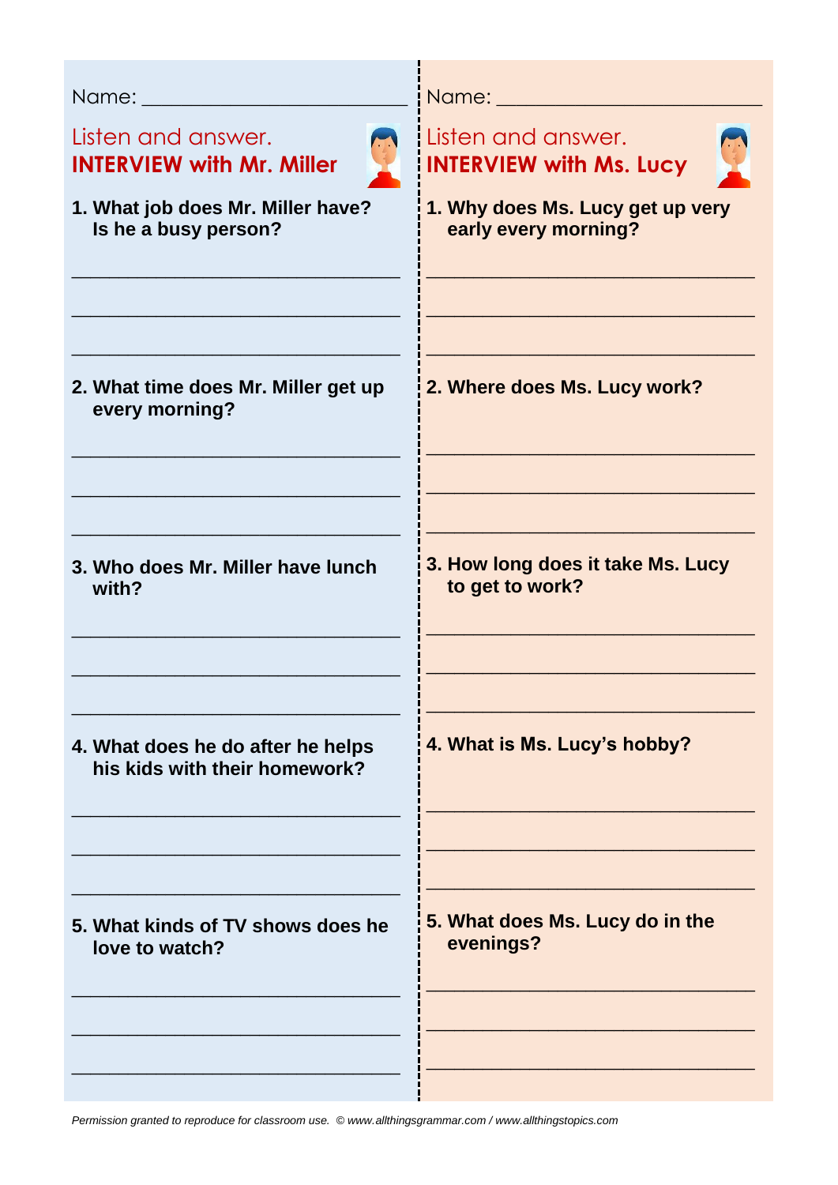Name: ______________________

Listen and answer.

**INTERVIEW with Mr. Miller**

**1. What job does Mr. Miller have? Is he a busy person?**

______________________________

______________________________

______________________________

**2. What time does Mr. Miller get up every morning?**

______________________________

______________________________

______________________________

**3. Who does Mr. Miller have lunch with?**

______________________________

______________________________

______________________________

**4. What does he do after he helps his kids with their homework?**

______________________________

______________________________

______________________________

**5. What kinds of TV shows does he love to watch?**

______________________________

______________________________

______________________________

Name: ______________________

Listen and answer.

**INTERVIEW with Ms. Lucy**

**1. Why does Ms. Lucy get up very early every morning?**

______________________________

______________________________

______________________________

**2. Where does Ms. Lucy work?**

______________________________

______________________________

______________________________

**3. How long does it take Ms. Lucy to get to work?**

______________________________

______________________________

______________________________

**4. What is Ms. Lucy's hobby?**

______________________________

______________________________

______________________________

**5. What does Ms. Lucy do in the evenings?**

______________________________

______________________________

______________________________

*Permission granted to reproduce for classroom use. © www.allthingsgrammar.com / www.allthingstopics.com*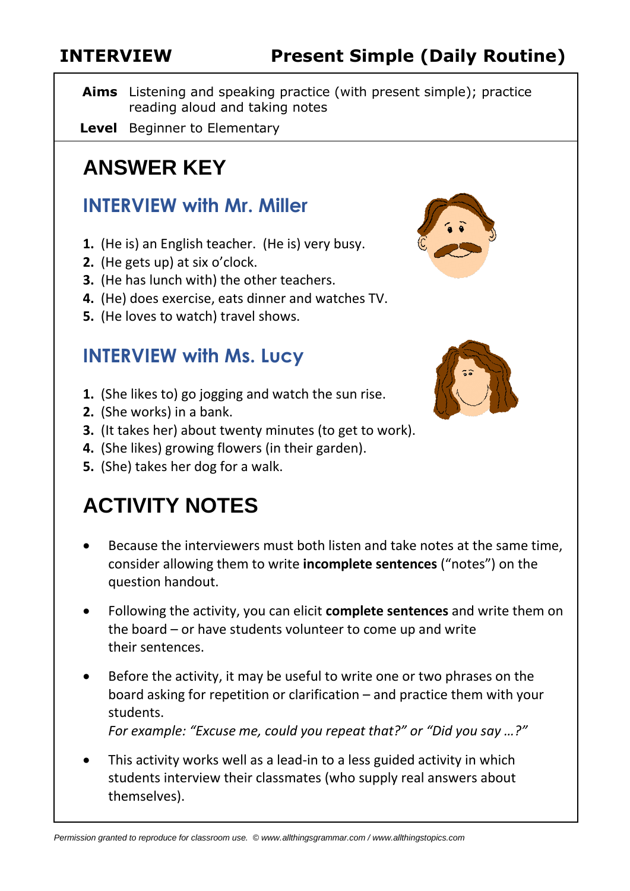# INTERVIEW — Present Simple (Daily Routine)

**Aims** Listening and speaking practice (with present simple); practice reading aloud and taking notes

**Level** Beginner to Elementary

## ANSWER KEY

### INTERVIEW with Mr. Miller

1. (He is) an English teacher. (He is) very busy.
2. (He gets up) at six o'clock.
3. (He has lunch with) the other teachers.
4. (He) does exercise, eats dinner and watches TV.
5. (He loves to watch) travel shows.

### INTERVIEW with Ms. Lucy

1. (She likes to) go jogging and watch the sun rise.
2. (She works) in a bank.
3. (It takes her) about twenty minutes (to get to work).
4. (She likes) growing flowers (in their garden).
5. (She) takes her dog for a walk.

## ACTIVITY NOTES

- Because the interviewers must both listen and take notes at the same time, consider allowing them to write **incomplete sentences** ("notes") on the question handout.
- Following the activity, you can elicit **complete sentences** and write them on the board – or have students volunteer to come up and write their sentences.
- Before the activity, it may be useful to write one or two phrases on the board asking for repetition or clarification – and practice them with your students.
  *For example: "Excuse me, could you repeat that?" or "Did you say …?"*
- This activity works well as a lead-in to a less guided activity in which students interview their classmates (who supply real answers about themselves).

*Permission granted to reproduce for classroom use. © www.allthingsgrammar.com / www.allthingstopics.com*